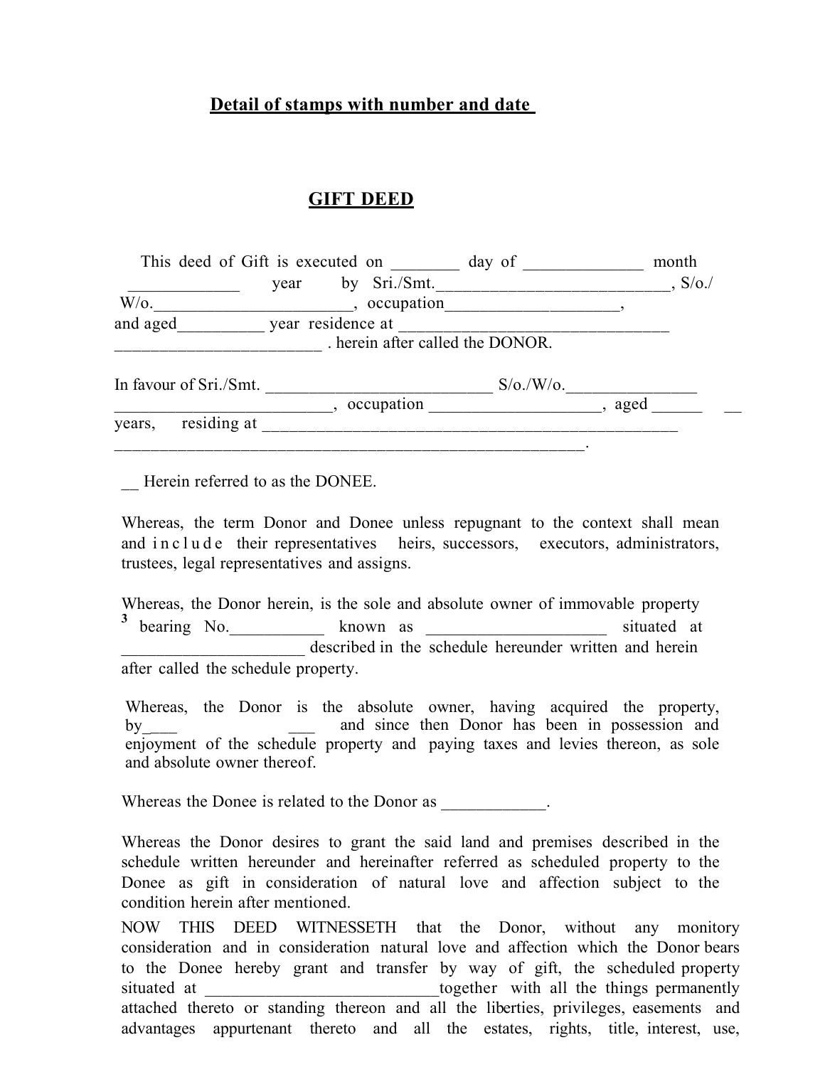**Detail of stamps with number and date**

# GIFT DEED

This deed of Gift is executed on ________ day of ______________ month _____________ year by Sri./Smt.___________________________, S/o./ W/o.______________________, occupation____________________, and aged__________ year residence at _______________________________ ________________________ . herein after called the DONOR.

In favour of Sri./Smt. __________________________ S/o./W/o._______________ _________________________, occupation ____________________, aged ______ __ years, residing at ________________________________________________ ________________________________________________________.

__ Herein referred to as the DONEE.

Whereas, the term Donor and Donee unless repugnant to the context shall mean and include their representatives heirs, successors, executors, administrators, trustees, legal representatives and assigns.

Whereas, the Donor herein, is the sole and absolute owner of immovable property [3] bearing No.___________ known as _____________________ situated at _____________________ described in the schedule hereunder written and herein after called the schedule property.

Whereas, the Donor is the absolute owner, having acquired the property, by____ ___ and since then Donor has been in possession and enjoyment of the schedule property and paying taxes and levies thereon, as sole and absolute owner thereof.

Whereas the Donee is related to the Donor as ____________.

Whereas the Donor desires to grant the said land and premises described in the schedule written hereunder and hereinafter referred as scheduled property to the Donee as gift in consideration of natural love and affection subject to the condition herein after mentioned.

NOW THIS DEED WITNESSETH that the Donor, without any monitory consideration and in consideration natural love and affection which the Donor bears to the Donee hereby grant and transfer by way of gift, the scheduled property situated at ___________________________together with all the things permanently attached thereto or standing thereon and all the liberties, privileges, easements and advantages appurtenant thereto and all the estates, rights, title, interest, use,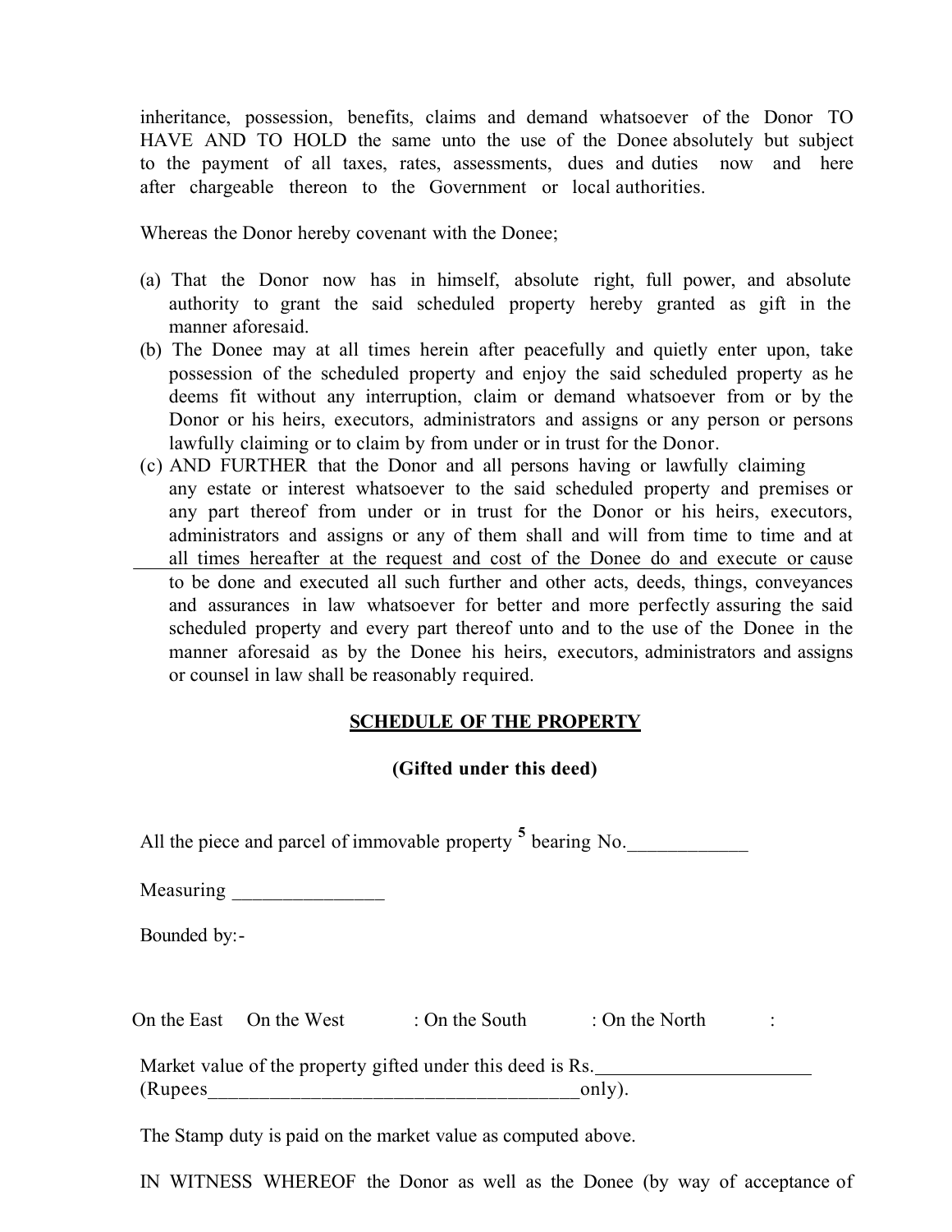inheritance, possession, benefits, claims and demand whatsoever of the Donor TO HAVE AND TO HOLD the same unto the use of the Donee absolutely but subject to the payment of all taxes, rates, assessments, dues and duties now and here after chargeable thereon to the Government or local authorities.

Whereas the Donor hereby covenant with the Donee;

(a) That the Donor now has in himself, absolute right, full power, and absolute authority to grant the said scheduled property hereby granted as gift in the manner aforesaid.

(b) The Donee may at all times herein after peacefully and quietly enter upon, take possession of the scheduled property and enjoy the said scheduled property as he deems fit without any interruption, claim or demand whatsoever from or by the Donor or his heirs, executors, administrators and assigns or any person or persons lawfully claiming or to claim by from under or in trust for the Donor.

(c) AND FURTHER that the Donor and all persons having or lawfully claiming any estate or interest whatsoever to the said scheduled property and premises or any part thereof from under or in trust for the Donor or his heirs, executors, administrators and assigns or any of them shall and will from time to time and at all times hereafter at the request and cost of the Donee do and execute or cause to be done and executed all such further and other acts, deeds, things, conveyances and assurances in law whatsoever for better and more perfectly assuring the said scheduled property and every part thereof unto and to the use of the Donee in the manner aforesaid as by the Donee his heirs, executors, administrators and assigns or counsel in law shall be reasonably required.

**SCHEDULE OF THE PROPERTY**

**(Gifted under this deed)**

All the piece and parcel of immovable property [5] bearing No.____________

Measuring _______________

Bounded by:-

On the East On the West : On the South : On the North :

Market value of the property gifted under this deed is Rs.______________________ (Rupees_____________________________________only).

The Stamp duty is paid on the market value as computed above.

IN WITNESS WHEREOF the Donor as well as the Donee (by way of acceptance of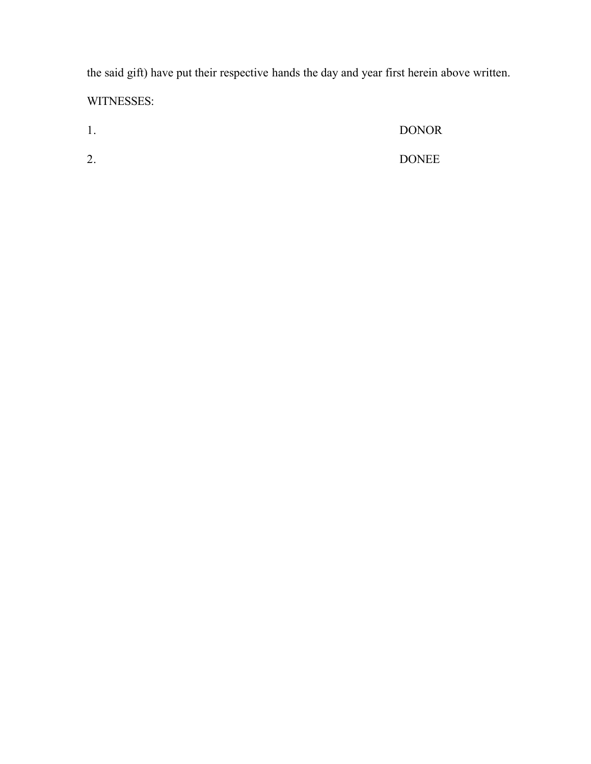the said gift) have put their respective hands the day and year first herein above written.

WITNESSES:

| | |
|---|---|
| 1. | DONOR |
| 2. | DONEE |